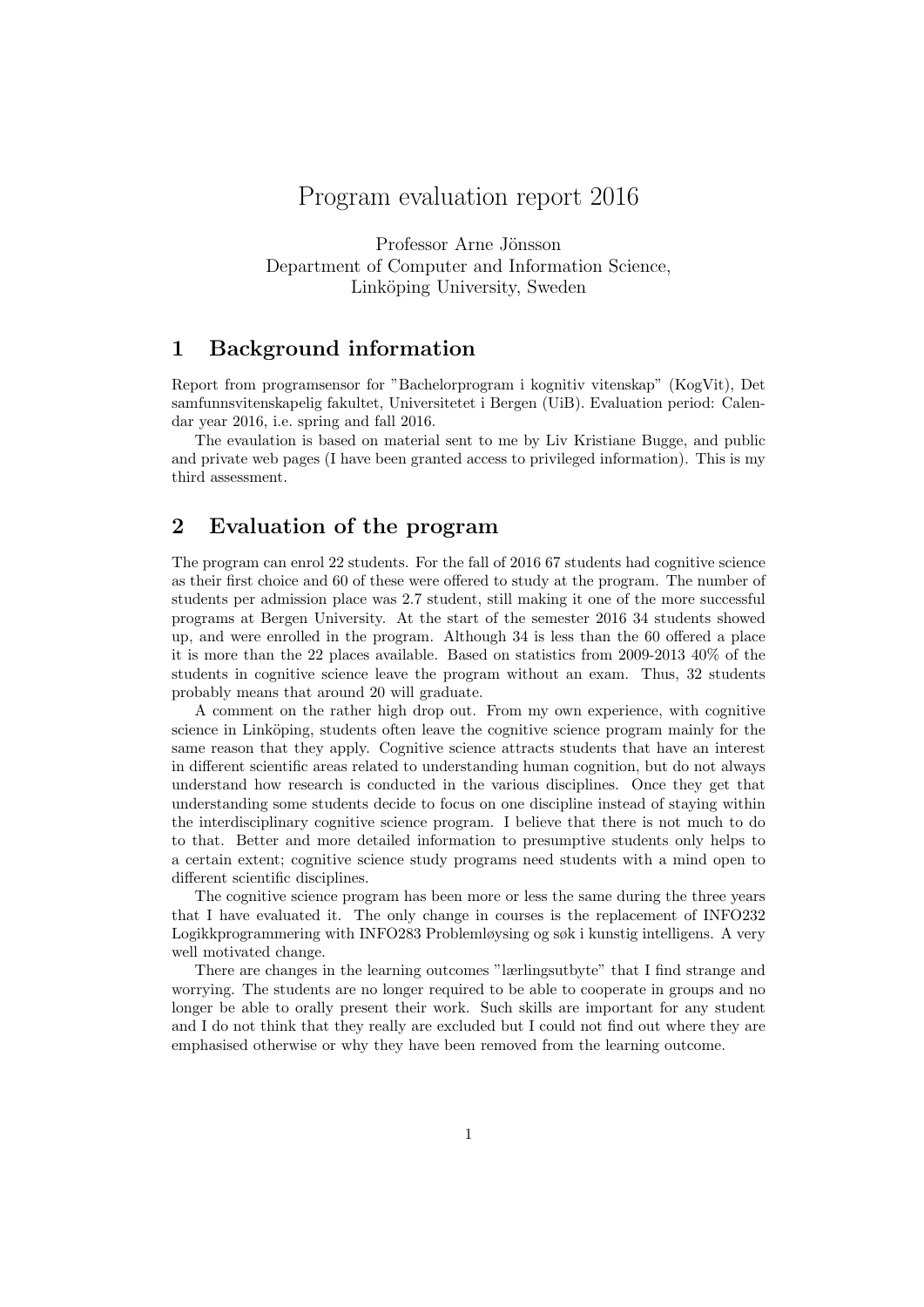# Program evaluation report 2016

Professor Arne Jönsson
Department of Computer and Information Science,
Linköping University, Sweden

## 1 Background information

Report from programsensor for "Bachelorprogram i kognitiv vitenskap" (KogVit), Det samfunnsvitenskapelig fakultet, Universitetet i Bergen (UiB). Evaluation period: Calendar year 2016, i.e. spring and fall 2016.

The evaulation is based on material sent to me by Liv Kristiane Bugge, and public and private web pages (I have been granted access to privileged information). This is my third assessment.

## 2 Evaluation of the program

The program can enrol 22 students. For the fall of 2016 67 students had cognitive science as their first choice and 60 of these were offered to study at the program. The number of students per admission place was 2.7 student, still making it one of the more successful programs at Bergen University. At the start of the semester 2016 34 students showed up, and were enrolled in the program. Although 34 is less than the 60 offered a place it is more than the 22 places available. Based on statistics from 2009-2013 40% of the students in cognitive science leave the program without an exam. Thus, 32 students probably means that around 20 will graduate.

A comment on the rather high drop out. From my own experience, with cognitive science in Linköping, students often leave the cognitive science program mainly for the same reason that they apply. Cognitive science attracts students that have an interest in different scientific areas related to understanding human cognition, but do not always understand how research is conducted in the various disciplines. Once they get that understanding some students decide to focus on one discipline instead of staying within the interdisciplinary cognitive science program. I believe that there is not much to do to that. Better and more detailed information to presumptive students only helps to a certain extent; cognitive science study programs need students with a mind open to different scientific disciplines.

The cognitive science program has been more or less the same during the three years that I have evaluated it. The only change in courses is the replacement of INFO232 Logikkprogrammering with INFO283 Problemløysing og søk i kunstig intelligens. A very well motivated change.

There are changes in the learning outcomes "lærlingsutbyte" that I find strange and worrying. The students are no longer required to be able to cooperate in groups and no longer be able to orally present their work. Such skills are important for any student and I do not think that they really are excluded but I could not find out where they are emphasised otherwise or why they have been removed from the learning outcome.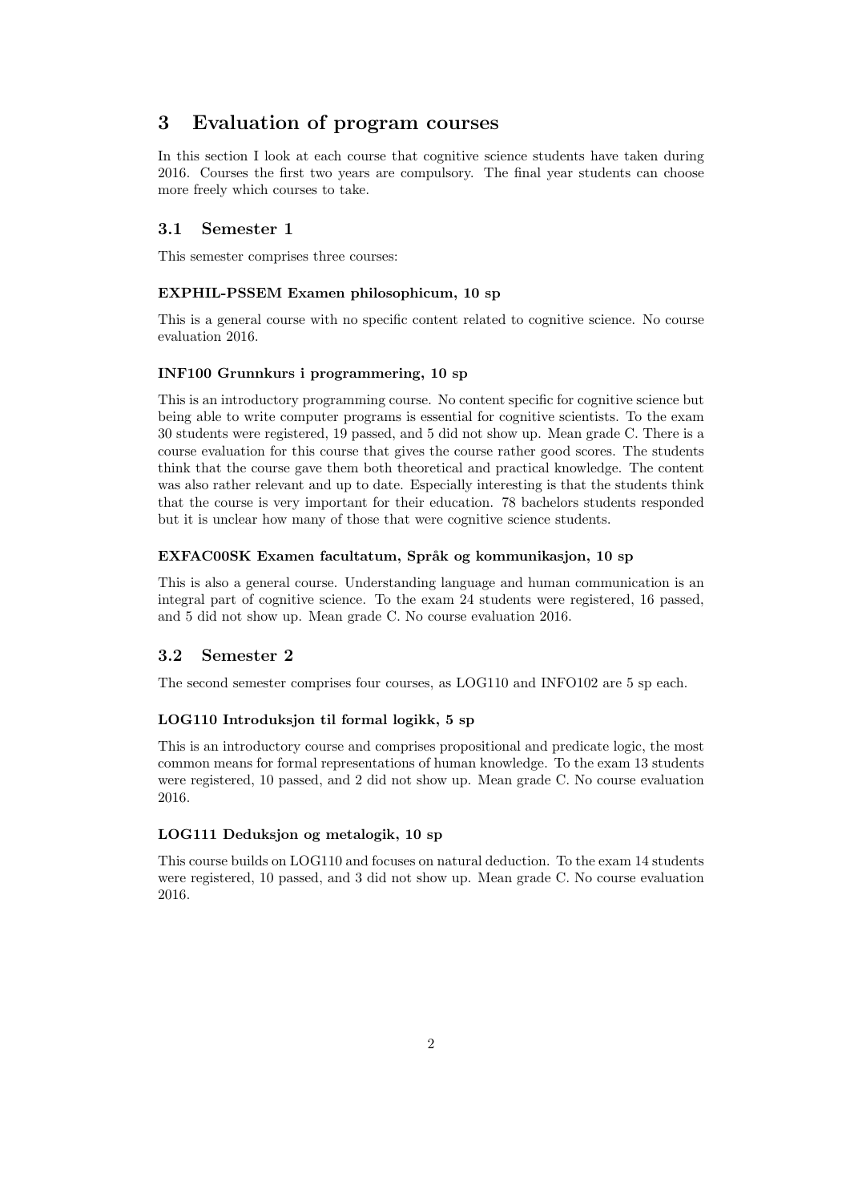# 3 Evaluation of program courses

In this section I look at each course that cognitive science students have taken during 2016. Courses the first two years are compulsory. The final year students can choose more freely which courses to take.

## 3.1 Semester 1

This semester comprises three courses:

#### EXPHIL-PSSEM Examen philosophicum, 10 sp

This is a general course with no specific content related to cognitive science. No course evaluation 2016.

#### INF100 Grunnkurs i programmering, 10 sp

This is an introductory programming course. No content specific for cognitive science but being able to write computer programs is essential for cognitive scientists. To the exam 30 students were registered, 19 passed, and 5 did not show up. Mean grade C. There is a course evaluation for this course that gives the course rather good scores. The students think that the course gave them both theoretical and practical knowledge. The content was also rather relevant and up to date. Especially interesting is that the students think that the course is very important for their education. 78 bachelors students responded but it is unclear how many of those that were cognitive science students.

#### EXFAC00SK Examen facultatum, Språk og kommunikasjon, 10 sp

This is also a general course. Understanding language and human communication is an integral part of cognitive science. To the exam 24 students were registered, 16 passed, and 5 did not show up. Mean grade C. No course evaluation 2016.

## 3.2 Semester 2

The second semester comprises four courses, as LOG110 and INFO102 are 5 sp each.

#### LOG110 Introduksjon til formal logikk, 5 sp

This is an introductory course and comprises propositional and predicate logic, the most common means for formal representations of human knowledge. To the exam 13 students were registered, 10 passed, and 2 did not show up. Mean grade C. No course evaluation 2016.

#### LOG111 Deduksjon og metalogik, 10 sp

This course builds on LOG110 and focuses on natural deduction. To the exam 14 students were registered, 10 passed, and 3 did not show up. Mean grade C. No course evaluation 2016.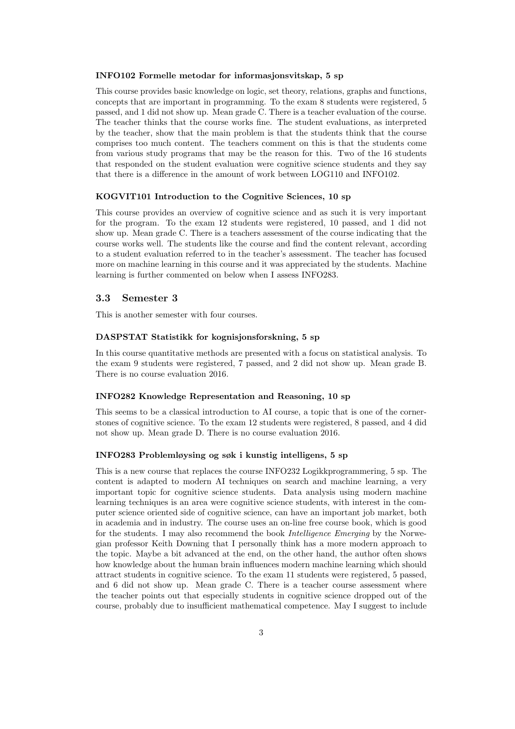#### INFO102 Formelle metodar for informasjonsvitskap, 5 sp

This course provides basic knowledge on logic, set theory, relations, graphs and functions, concepts that are important in programming. To the exam 8 students were registered, 5 passed, and 1 did not show up. Mean grade C. There is a teacher evaluation of the course. The teacher thinks that the course works fine. The student evaluations, as interpreted by the teacher, show that the main problem is that the students think that the course comprises too much content. The teachers comment on this is that the students come from various study programs that may be the reason for this. Two of the 16 students that responded on the student evaluation were cognitive science students and they say that there is a difference in the amount of work between LOG110 and INFO102.

#### KOGVIT101 Introduction to the Cognitive Sciences, 10 sp

This course provides an overview of cognitive science and as such it is very important for the program. To the exam 12 students were registered, 10 passed, and 1 did not show up. Mean grade C. There is a teachers assessment of the course indicating that the course works well. The students like the course and find the content relevant, according to a student evaluation referred to in the teacher's assessment. The teacher has focused more on machine learning in this course and it was appreciated by the students. Machine learning is further commented on below when I assess INFO283.

### 3.3 Semester 3

This is another semester with four courses.

#### DASPSTAT Statistikk for kognisjonsforskning, 5 sp

In this course quantitative methods are presented with a focus on statistical analysis. To the exam 9 students were registered, 7 passed, and 2 did not show up. Mean grade B. There is no course evaluation 2016.

#### INFO282 Knowledge Representation and Reasoning, 10 sp

This seems to be a classical introduction to AI course, a topic that is one of the cornerstones of cognitive science. To the exam 12 students were registered, 8 passed, and 4 did not show up. Mean grade D. There is no course evaluation 2016.

#### INFO283 Problemløysing og søk i kunstig intelligens, 5 sp

This is a new course that replaces the course INFO232 Logikkprogrammering, 5 sp. The content is adapted to modern AI techniques on search and machine learning, a very important topic for cognitive science students. Data analysis using modern machine learning techniques is an area were cognitive science students, with interest in the computer science oriented side of cognitive science, can have an important job market, both in academia and in industry. The course uses an on-line free course book, which is good for the students. I may also recommend the book *Intelligence Emerging* by the Norwegian professor Keith Downing that I personally think has a more modern approach to the topic. Maybe a bit advanced at the end, on the other hand, the author often shows how knowledge about the human brain influences modern machine learning which should attract students in cognitive science. To the exam 11 students were registered, 5 passed, and 6 did not show up. Mean grade C. There is a teacher course assessment where the teacher points out that especially students in cognitive science dropped out of the course, probably due to insufficient mathematical competence. May I suggest to include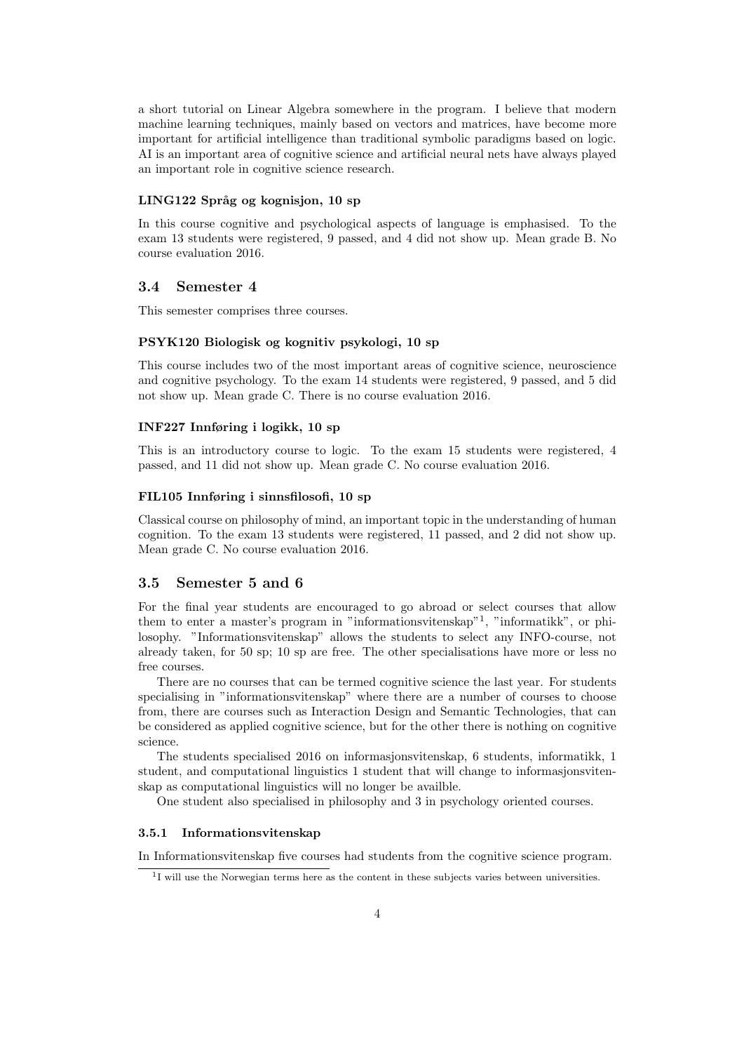a short tutorial on Linear Algebra somewhere in the program. I believe that modern machine learning techniques, mainly based on vectors and matrices, have become more important for artificial intelligence than traditional symbolic paradigms based on logic. AI is an important area of cognitive science and artificial neural nets have always played an important role in cognitive science research.

#### LING122 Språg og kognisjon, 10 sp

In this course cognitive and psychological aspects of language is emphasised. To the exam 13 students were registered, 9 passed, and 4 did not show up. Mean grade B. No course evaluation 2016.

### 3.4 Semester 4

This semester comprises three courses.

#### PSYK120 Biologisk og kognitiv psykologi, 10 sp

This course includes two of the most important areas of cognitive science, neuroscience and cognitive psychology. To the exam 14 students were registered, 9 passed, and 5 did not show up. Mean grade C. There is no course evaluation 2016.

#### INF227 Innføring i logikk, 10 sp

This is an introductory course to logic. To the exam 15 students were registered, 4 passed, and 11 did not show up. Mean grade C. No course evaluation 2016.

#### FIL105 Innføring i sinnsfilosofi, 10 sp

Classical course on philosophy of mind, an important topic in the understanding of human cognition. To the exam 13 students were registered, 11 passed, and 2 did not show up. Mean grade C. No course evaluation 2016.

### 3.5 Semester 5 and 6

For the final year students are encouraged to go abroad or select courses that allow them to enter a master's program in "informationsvitenskap"[1], "informatikk", or philosophy. "Informationsvitenskap" allows the students to select any INFO-course, not already taken, for 50 sp; 10 sp are free. The other specialisations have more or less no free courses.

There are no courses that can be termed cognitive science the last year. For students specialising in "informationsvitenskap" where there are a number of courses to choose from, there are courses such as Interaction Design and Semantic Technologies, that can be considered as applied cognitive science, but for the other there is nothing on cognitive science.

The students specialised 2016 on informasjonsvitenskap, 6 students, informatikk, 1 student, and computational linguistics 1 student that will change to informasjonsvitenskap as computational linguistics will no longer be availble.

One student also specialised in philosophy and 3 in psychology oriented courses.

#### 3.5.1 Informationsvitenskap

In Informationsvitenskap five courses had students from the cognitive science program.

[1] I will use the Norwegian terms here as the content in these subjects varies between universities.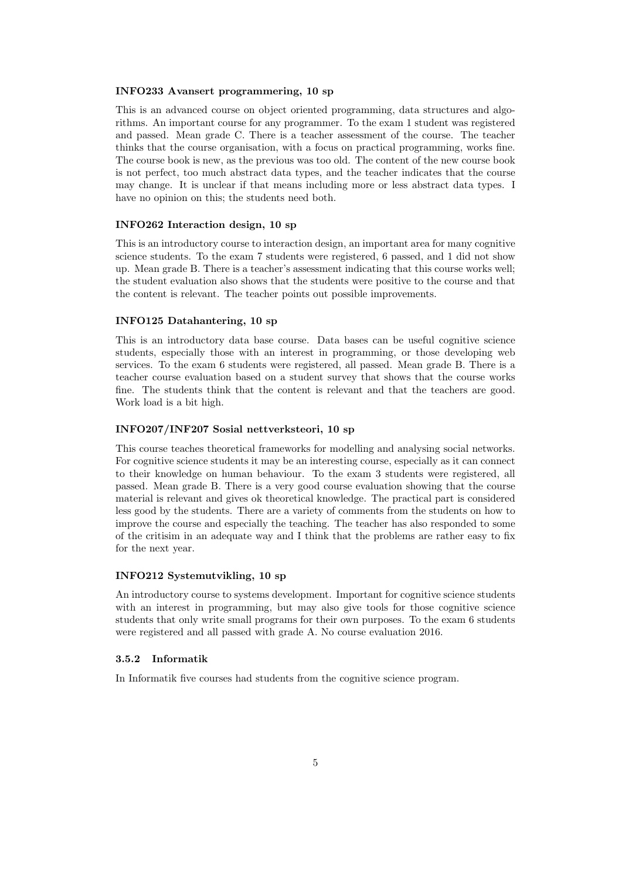#### INFO233 Avansert programmering, 10 sp

This is an advanced course on object oriented programming, data structures and algorithms. An important course for any programmer. To the exam 1 student was registered and passed. Mean grade C. There is a teacher assessment of the course. The teacher thinks that the course organisation, with a focus on practical programming, works fine. The course book is new, as the previous was too old. The content of the new course book is not perfect, too much abstract data types, and the teacher indicates that the course may change. It is unclear if that means including more or less abstract data types. I have no opinion on this; the students need both.

#### INFO262 Interaction design, 10 sp

This is an introductory course to interaction design, an important area for many cognitive science students. To the exam 7 students were registered, 6 passed, and 1 did not show up. Mean grade B. There is a teacher's assessment indicating that this course works well; the student evaluation also shows that the students were positive to the course and that the content is relevant. The teacher points out possible improvements.

#### INFO125 Datahantering, 10 sp

This is an introductory data base course. Data bases can be useful cognitive science students, especially those with an interest in programming, or those developing web services. To the exam 6 students were registered, all passed. Mean grade B. There is a teacher course evaluation based on a student survey that shows that the course works fine. The students think that the content is relevant and that the teachers are good. Work load is a bit high.

#### INFO207/INF207 Sosial nettverksteori, 10 sp

This course teaches theoretical frameworks for modelling and analysing social networks. For cognitive science students it may be an interesting course, especially as it can connect to their knowledge on human behaviour. To the exam 3 students were registered, all passed. Mean grade B. There is a very good course evaluation showing that the course material is relevant and gives ok theoretical knowledge. The practical part is considered less good by the students. There are a variety of comments from the students on how to improve the course and especially the teaching. The teacher has also responded to some of the critisim in an adequate way and I think that the problems are rather easy to fix for the next year.

#### INFO212 Systemutvikling, 10 sp

An introductory course to systems development. Important for cognitive science students with an interest in programming, but may also give tools for those cognitive science students that only write small programs for their own purposes. To the exam 6 students were registered and all passed with grade A. No course evaluation 2016.

### 3.5.2 Informatik

In Informatik five courses had students from the cognitive science program.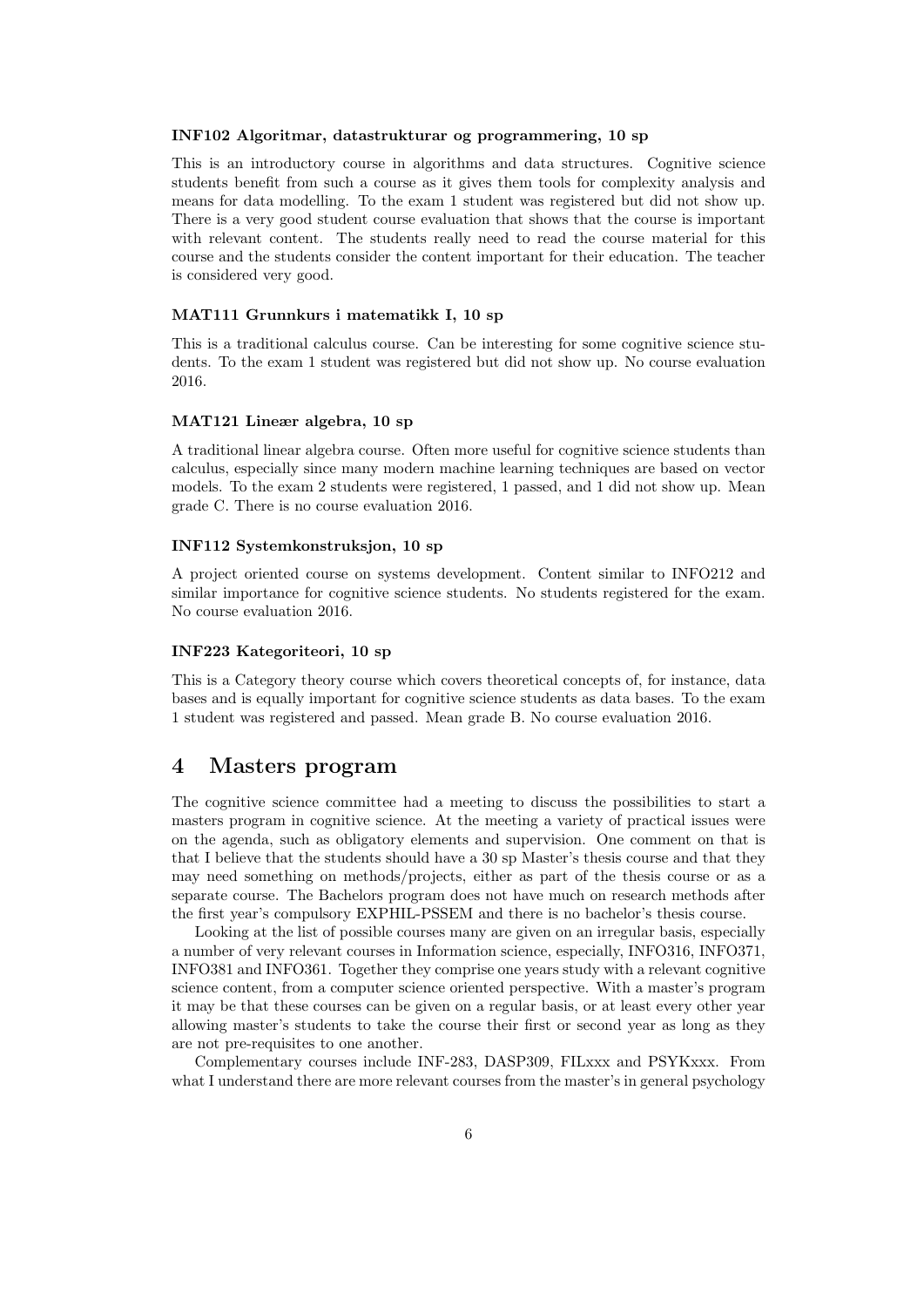#### INF102 Algoritmar, datastrukturar og programmering, 10 sp

This is an introductory course in algorithms and data structures. Cognitive science students benefit from such a course as it gives them tools for complexity analysis and means for data modelling. To the exam 1 student was registered but did not show up. There is a very good student course evaluation that shows that the course is important with relevant content. The students really need to read the course material for this course and the students consider the content important for their education. The teacher is considered very good.

#### MAT111 Grunnkurs i matematikk I, 10 sp

This is a traditional calculus course. Can be interesting for some cognitive science students. To the exam 1 student was registered but did not show up. No course evaluation 2016.

#### MAT121 Lineær algebra, 10 sp

A traditional linear algebra course. Often more useful for cognitive science students than calculus, especially since many modern machine learning techniques are based on vector models. To the exam 2 students were registered, 1 passed, and 1 did not show up. Mean grade C. There is no course evaluation 2016.

#### INF112 Systemkonstruksjon, 10 sp

A project oriented course on systems development. Content similar to INFO212 and similar importance for cognitive science students. No students registered for the exam. No course evaluation 2016.

#### INF223 Kategoriteori, 10 sp

This is a Category theory course which covers theoretical concepts of, for instance, data bases and is equally important for cognitive science students as data bases. To the exam 1 student was registered and passed. Mean grade B. No course evaluation 2016.

# 4 Masters program

The cognitive science committee had a meeting to discuss the possibilities to start a masters program in cognitive science. At the meeting a variety of practical issues were on the agenda, such as obligatory elements and supervision. One comment on that is that I believe that the students should have a 30 sp Master's thesis course and that they may need something on methods/projects, either as part of the thesis course or as a separate course. The Bachelors program does not have much on research methods after the first year's compulsory EXPHIL-PSSEM and there is no bachelor's thesis course.

Looking at the list of possible courses many are given on an irregular basis, especially a number of very relevant courses in Information science, especially, INFO316, INFO371, INFO381 and INFO361. Together they comprise one years study with a relevant cognitive science content, from a computer science oriented perspective. With a master's program it may be that these courses can be given on a regular basis, or at least every other year allowing master's students to take the course their first or second year as long as they are not pre-requisites to one another.

Complementary courses include INF-283, DASP309, FILxxx and PSYKxxx. From what I understand there are more relevant courses from the master's in general psychology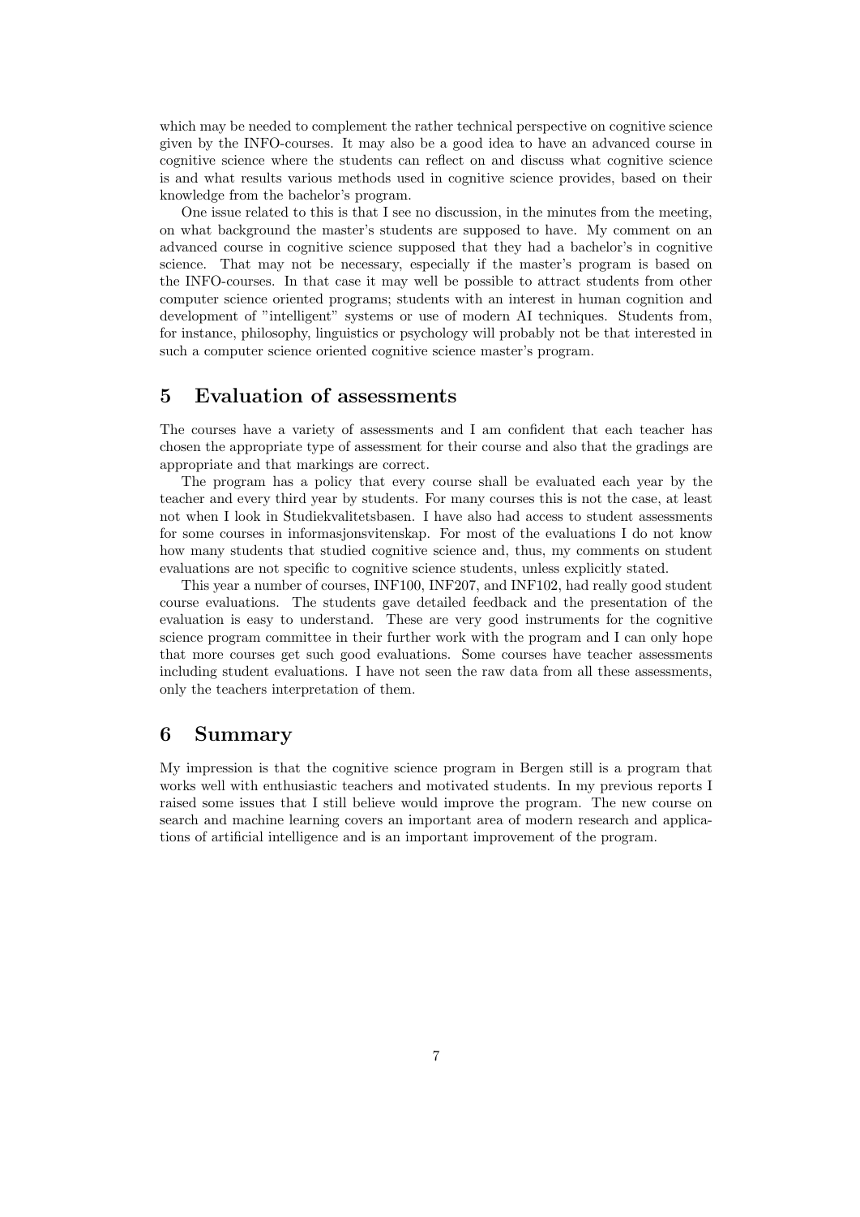which may be needed to complement the rather technical perspective on cognitive science given by the INFO-courses. It may also be a good idea to have an advanced course in cognitive science where the students can reflect on and discuss what cognitive science is and what results various methods used in cognitive science provides, based on their knowledge from the bachelor's program.

One issue related to this is that I see no discussion, in the minutes from the meeting, on what background the master's students are supposed to have. My comment on an advanced course in cognitive science supposed that they had a bachelor's in cognitive science. That may not be necessary, especially if the master's program is based on the INFO-courses. In that case it may well be possible to attract students from other computer science oriented programs; students with an interest in human cognition and development of "intelligent" systems or use of modern AI techniques. Students from, for instance, philosophy, linguistics or psychology will probably not be that interested in such a computer science oriented cognitive science master's program.

## 5 Evaluation of assessments

The courses have a variety of assessments and I am confident that each teacher has chosen the appropriate type of assessment for their course and also that the gradings are appropriate and that markings are correct.

The program has a policy that every course shall be evaluated each year by the teacher and every third year by students. For many courses this is not the case, at least not when I look in Studiekvalitetsbasen. I have also had access to student assessments for some courses in informasjonsvitenskap. For most of the evaluations I do not know how many students that studied cognitive science and, thus, my comments on student evaluations are not specific to cognitive science students, unless explicitly stated.

This year a number of courses, INF100, INF207, and INF102, had really good student course evaluations. The students gave detailed feedback and the presentation of the evaluation is easy to understand. These are very good instruments for the cognitive science program committee in their further work with the program and I can only hope that more courses get such good evaluations. Some courses have teacher assessments including student evaluations. I have not seen the raw data from all these assessments, only the teachers interpretation of them.

## 6 Summary

My impression is that the cognitive science program in Bergen still is a program that works well with enthusiastic teachers and motivated students. In my previous reports I raised some issues that I still believe would improve the program. The new course on search and machine learning covers an important area of modern research and applications of artificial intelligence and is an important improvement of the program.